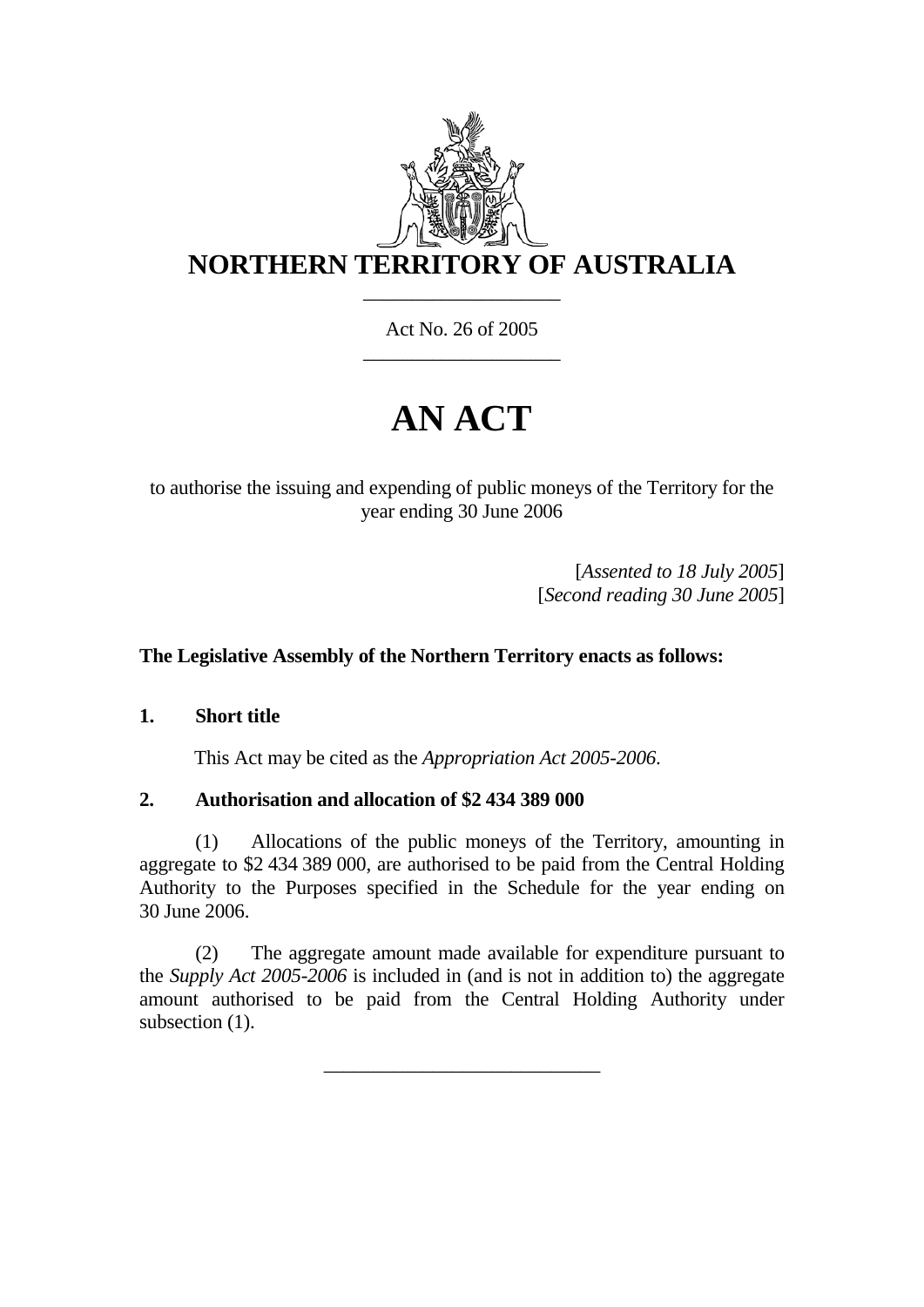# NORTHERN TERRITORY OF AUSTRALIA

Act No. 26 of 2005

# AN ACT

to authorise the issuing and expending of public moneys of the Territory for the year ending 30 June 2006

[*Assented to 18 July 2005*]
[*Second reading 30 June 2005*]

**The Legislative Assembly of the Northern Territory enacts as follows:**

**1. Short title**

This Act may be cited as the *Appropriation Act 2005-2006*.

**2. Authorisation and allocation of $2 434 389 000**

(1) Allocations of the public moneys of the Territory, amounting in aggregate to $2 434 389 000, are authorised to be paid from the Central Holding Authority to the Purposes specified in the Schedule for the year ending on 30 June 2006.

(2) The aggregate amount made available for expenditure pursuant to the *Supply Act 2005-2006* is included in (and is not in addition to) the aggregate amount authorised to be paid from the Central Holding Authority under subsection (1).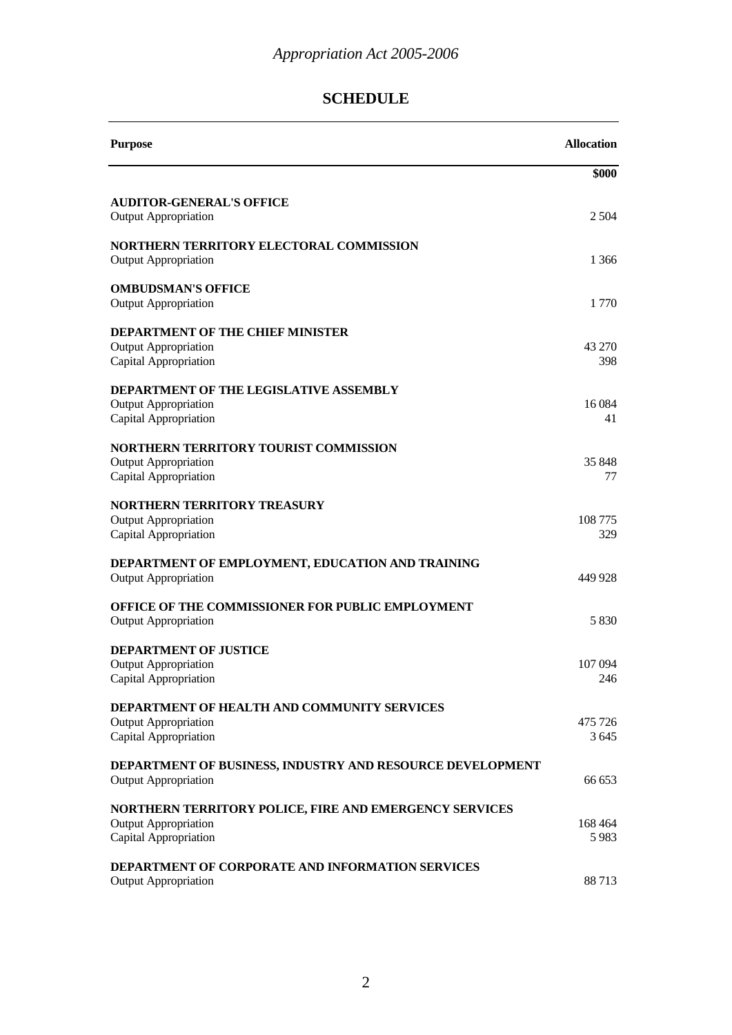*Appropriation Act 2005-2006*

## SCHEDULE

| Purpose | Allocation |
|---|---|
| | **\$000** |
| **AUDITOR-GENERAL'S OFFICE** | |
| Output Appropriation | 2 504 |
| **NORTHERN TERRITORY ELECTORAL COMMISSION** | |
| Output Appropriation | 1 366 |
| **OMBUDSMAN'S OFFICE** | |
| Output Appropriation | 1 770 |
| **DEPARTMENT OF THE CHIEF MINISTER** | |
| Output Appropriation | 43 270 |
| Capital Appropriation | 398 |
| **DEPARTMENT OF THE LEGISLATIVE ASSEMBLY** | |
| Output Appropriation | 16 084 |
| Capital Appropriation | 41 |
| **NORTHERN TERRITORY TOURIST COMMISSION** | |
| Output Appropriation | 35 848 |
| Capital Appropriation | 77 |
| **NORTHERN TERRITORY TREASURY** | |
| Output Appropriation | 108 775 |
| Capital Appropriation | 329 |
| **DEPARTMENT OF EMPLOYMENT, EDUCATION AND TRAINING** | |
| Output Appropriation | 449 928 |
| **OFFICE OF THE COMMISSIONER FOR PUBLIC EMPLOYMENT** | |
| Output Appropriation | 5 830 |
| **DEPARTMENT OF JUSTICE** | |
| Output Appropriation | 107 094 |
| Capital Appropriation | 246 |
| **DEPARTMENT OF HEALTH AND COMMUNITY SERVICES** | |
| Output Appropriation | 475 726 |
| Capital Appropriation | 3 645 |
| **DEPARTMENT OF BUSINESS, INDUSTRY AND RESOURCE DEVELOPMENT** | |
| Output Appropriation | 66 653 |
| **NORTHERN TERRITORY POLICE, FIRE AND EMERGENCY SERVICES** | |
| Output Appropriation | 168 464 |
| Capital Appropriation | 5 983 |
| **DEPARTMENT OF CORPORATE AND INFORMATION SERVICES** | |
| Output Appropriation | 88 713 |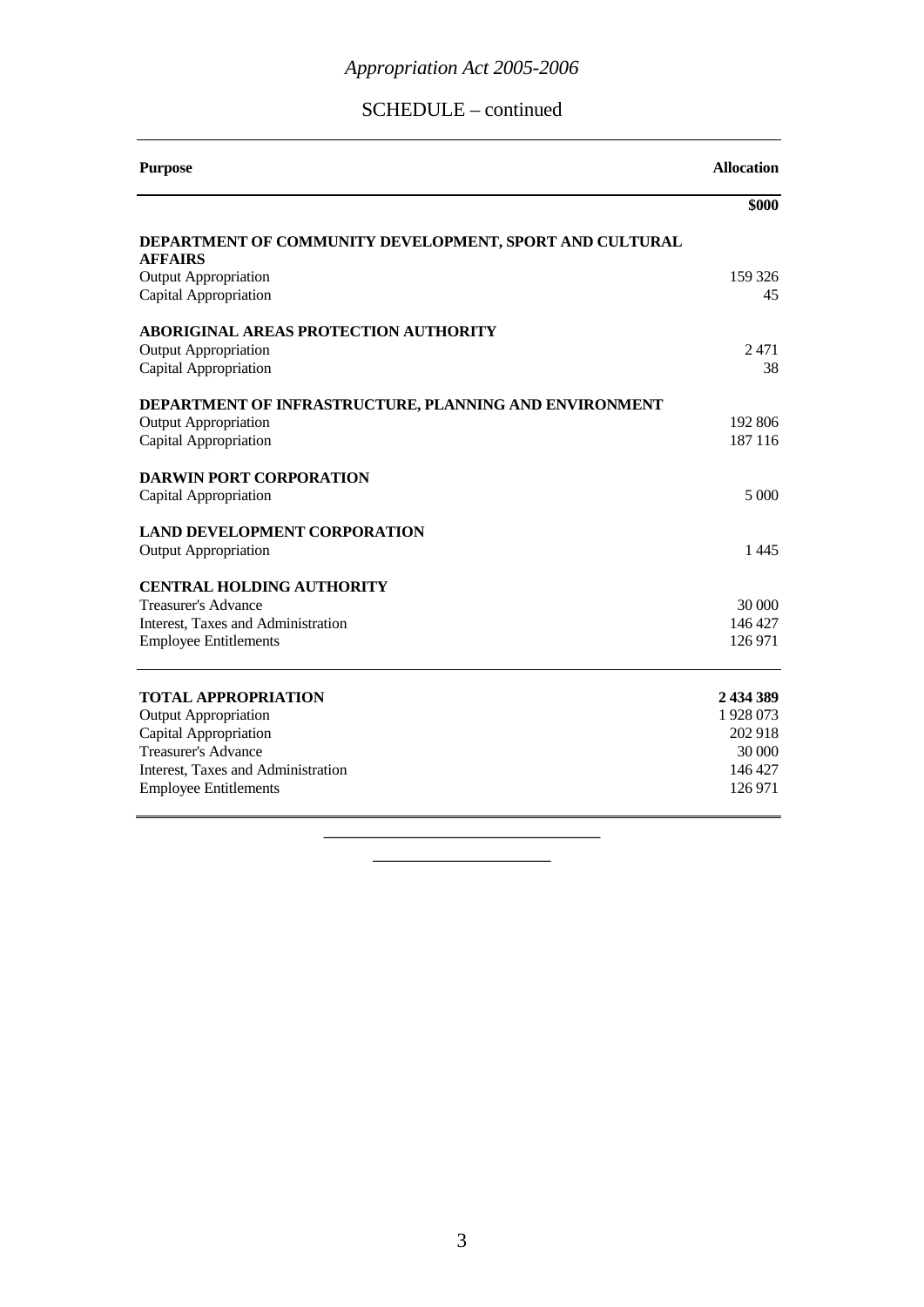*Appropriation Act 2005-2006*

SCHEDULE – continued

| Purpose | Allocation |
| --- | --- |
| | **$000** |
| **DEPARTMENT OF COMMUNITY DEVELOPMENT, SPORT AND CULTURAL AFFAIRS** | |
| Output Appropriation | 159 326 |
| Capital Appropriation | 45 |
| **ABORIGINAL AREAS PROTECTION AUTHORITY** | |
| Output Appropriation | 2 471 |
| Capital Appropriation | 38 |
| **DEPARTMENT OF INFRASTRUCTURE, PLANNING AND ENVIRONMENT** | |
| Output Appropriation | 192 806 |
| Capital Appropriation | 187 116 |
| **DARWIN PORT CORPORATION** | |
| Capital Appropriation | 5 000 |
| **LAND DEVELOPMENT CORPORATION** | |
| Output Appropriation | 1 445 |
| **CENTRAL HOLDING AUTHORITY** | |
| Treasurer's Advance | 30 000 |
| Interest, Taxes and Administration | 146 427 |
| Employee Entitlements | 126 971 |
| **TOTAL APPROPRIATION** | **2 434 389** |
| Output Appropriation | 1 928 073 |
| Capital Appropriation | 202 918 |
| Treasurer's Advance | 30 000 |
| Interest, Taxes and Administration | 146 427 |
| Employee Entitlements | 126 971 |